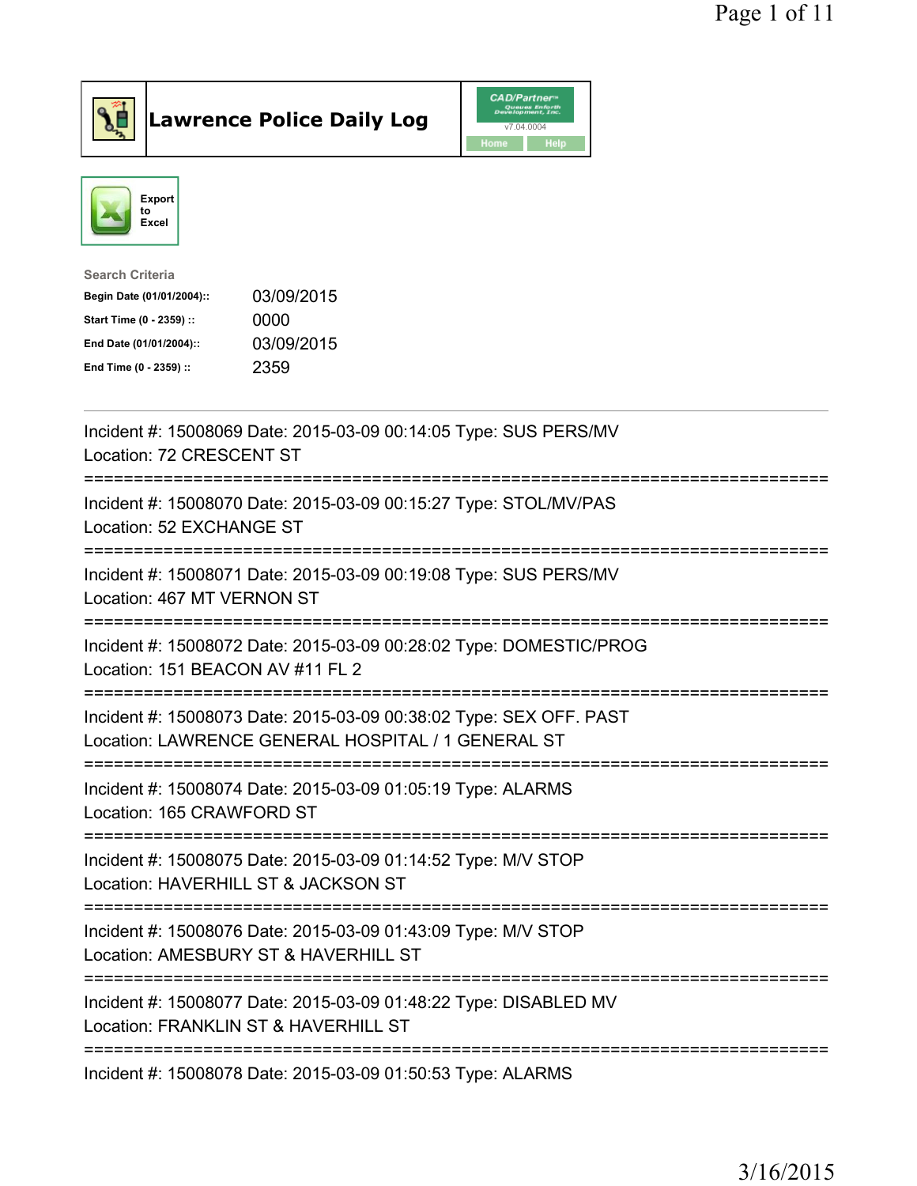# Lawrence Police Daily Log

Export to Excel

**Search Criteria**

| | |
|---|---|
| Begin Date (01/01/2004):: | 03/09/2015 |
| Start Time (0 - 2359) :: | 0000 |
| End Date (01/01/2004):: | 03/09/2015 |
| End Time (0 - 2359) :: | 2359 |

---

Incident #: 15008069 Date: 2015-03-09 00:14:05 Type: SUS PERS/MV
Location: 72 CRESCENT ST

===========================================================================

Incident #: 15008070 Date: 2015-03-09 00:15:27 Type: STOL/MV/PAS
Location: 52 EXCHANGE ST

===========================================================================

Incident #: 15008071 Date: 2015-03-09 00:19:08 Type: SUS PERS/MV
Location: 467 MT VERNON ST

===========================================================================

Incident #: 15008072 Date: 2015-03-09 00:28:02 Type: DOMESTIC/PROG
Location: 151 BEACON AV #11 FL 2

===========================================================================

Incident #: 15008073 Date: 2015-03-09 00:38:02 Type: SEX OFF. PAST
Location: LAWRENCE GENERAL HOSPITAL / 1 GENERAL ST

===========================================================================

Incident #: 15008074 Date: 2015-03-09 01:05:19 Type: ALARMS
Location: 165 CRAWFORD ST

===========================================================================

Incident #: 15008075 Date: 2015-03-09 01:14:52 Type: M/V STOP
Location: HAVERHILL ST & JACKSON ST

===========================================================================

Incident #: 15008076 Date: 2015-03-09 01:43:09 Type: M/V STOP
Location: AMESBURY ST & HAVERHILL ST

===========================================================================

Incident #: 15008077 Date: 2015-03-09 01:48:22 Type: DISABLED MV
Location: FRANKLIN ST & HAVERHILL ST

===========================================================================

Incident #: 15008078 Date: 2015-03-09 01:50:53 Type: ALARMS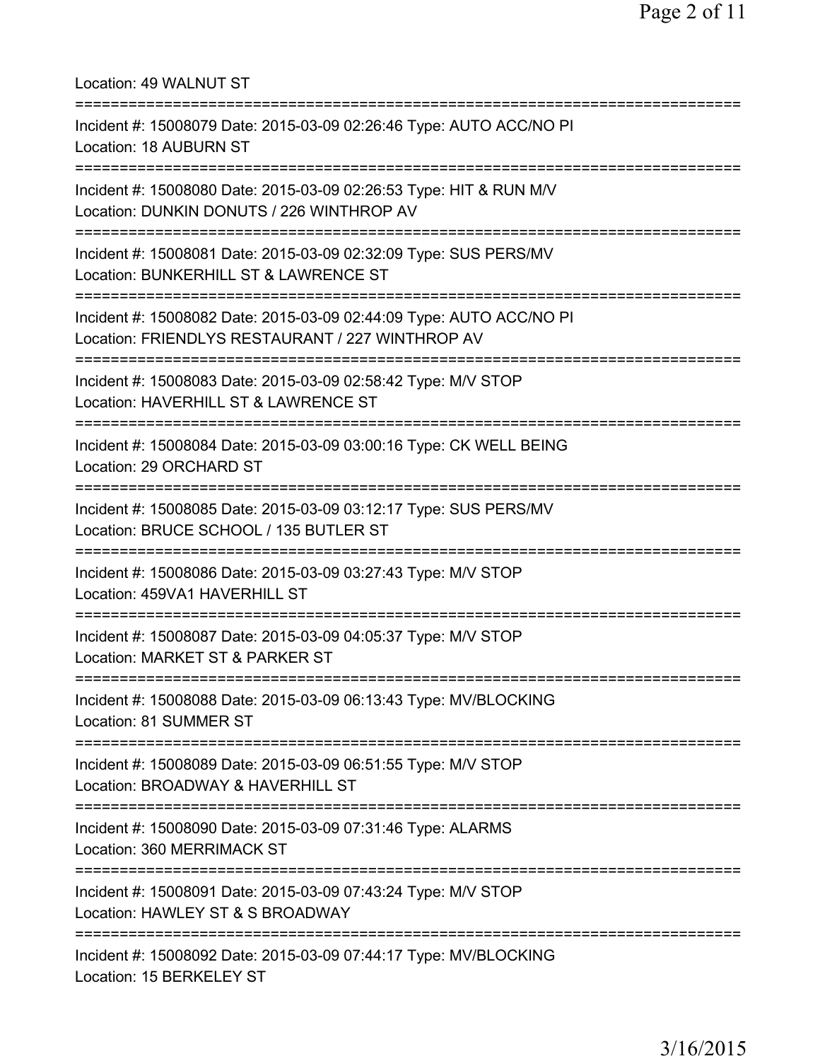Location: 49 WALNUT ST

===========================================================================

Incident #: 15008079 Date: 2015-03-09 02:26:46 Type: AUTO ACC/NO PI
Location: 18 AUBURN ST

===========================================================================

Incident #: 15008080 Date: 2015-03-09 02:26:53 Type: HIT & RUN M/V
Location: DUNKIN DONUTS / 226 WINTHROP AV

===========================================================================

Incident #: 15008081 Date: 2015-03-09 02:32:09 Type: SUS PERS/MV
Location: BUNKERHILL ST & LAWRENCE ST

===========================================================================

Incident #: 15008082 Date: 2015-03-09 02:44:09 Type: AUTO ACC/NO PI
Location: FRIENDLYS RESTAURANT / 227 WINTHROP AV

===========================================================================

Incident #: 15008083 Date: 2015-03-09 02:58:42 Type: M/V STOP
Location: HAVERHILL ST & LAWRENCE ST

===========================================================================

Incident #: 15008084 Date: 2015-03-09 03:00:16 Type: CK WELL BEING
Location: 29 ORCHARD ST

===========================================================================

Incident #: 15008085 Date: 2015-03-09 03:12:17 Type: SUS PERS/MV
Location: BRUCE SCHOOL / 135 BUTLER ST

===========================================================================

Incident #: 15008086 Date: 2015-03-09 03:27:43 Type: M/V STOP
Location: 459VA1 HAVERHILL ST

===========================================================================

Incident #: 15008087 Date: 2015-03-09 04:05:37 Type: M/V STOP
Location: MARKET ST & PARKER ST

===========================================================================

Incident #: 15008088 Date: 2015-03-09 06:13:43 Type: MV/BLOCKING
Location: 81 SUMMER ST

===========================================================================

Incident #: 15008089 Date: 2015-03-09 06:51:55 Type: M/V STOP
Location: BROADWAY & HAVERHILL ST

===========================================================================

Incident #: 15008090 Date: 2015-03-09 07:31:46 Type: ALARMS
Location: 360 MERRIMACK ST

===========================================================================

Incident #: 15008091 Date: 2015-03-09 07:43:24 Type: M/V STOP
Location: HAWLEY ST & S BROADWAY

===========================================================================

Incident #: 15008092 Date: 2015-03-09 07:44:17 Type: MV/BLOCKING
Location: 15 BERKELEY ST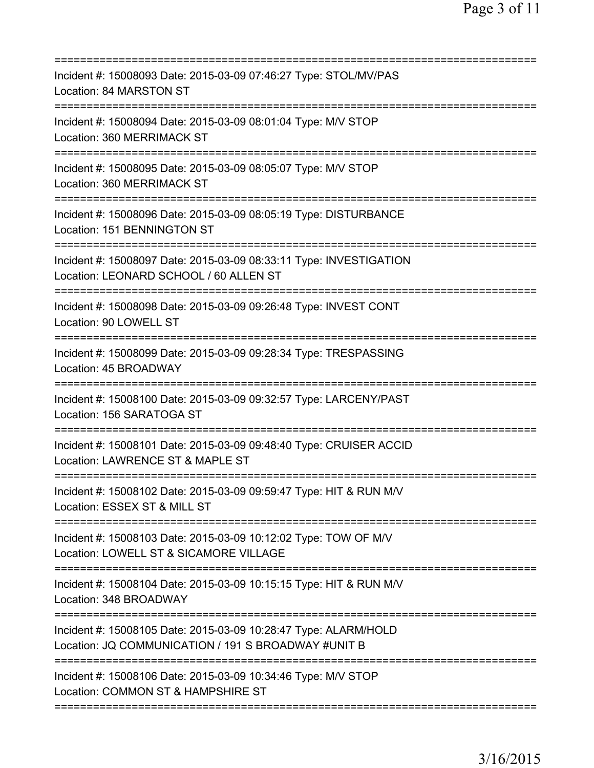==============================================================================
Incident #: 15008093 Date: 2015-03-09 07:46:27 Type: STOL/MV/PAS
Location: 84 MARSTON ST
==============================================================================
Incident #: 15008094 Date: 2015-03-09 08:01:04 Type: M/V STOP
Location: 360 MERRIMACK ST
==============================================================================
Incident #: 15008095 Date: 2015-03-09 08:05:07 Type: M/V STOP
Location: 360 MERRIMACK ST
==============================================================================
Incident #: 15008096 Date: 2015-03-09 08:05:19 Type: DISTURBANCE
Location: 151 BENNINGTON ST
==============================================================================
Incident #: 15008097 Date: 2015-03-09 08:33:11 Type: INVESTIGATION
Location: LEONARD SCHOOL / 60 ALLEN ST
==============================================================================
Incident #: 15008098 Date: 2015-03-09 09:26:48 Type: INVEST CONT
Location: 90 LOWELL ST
==============================================================================
Incident #: 15008099 Date: 2015-03-09 09:28:34 Type: TRESPASSING
Location: 45 BROADWAY
==============================================================================
Incident #: 15008100 Date: 2015-03-09 09:32:57 Type: LARCENY/PAST
Location: 156 SARATOGA ST
==============================================================================
Incident #: 15008101 Date: 2015-03-09 09:48:40 Type: CRUISER ACCID
Location: LAWRENCE ST & MAPLE ST
==============================================================================
Incident #: 15008102 Date: 2015-03-09 09:59:47 Type: HIT & RUN M/V
Location: ESSEX ST & MILL ST
==============================================================================
Incident #: 15008103 Date: 2015-03-09 10:12:02 Type: TOW OF M/V
Location: LOWELL ST & SICAMORE VILLAGE
==============================================================================
Incident #: 15008104 Date: 2015-03-09 10:15:15 Type: HIT & RUN M/V
Location: 348 BROADWAY
==============================================================================
Incident #: 15008105 Date: 2015-03-09 10:28:47 Type: ALARM/HOLD
Location: JQ COMMUNICATION / 191 S BROADWAY #UNIT B
==============================================================================
Incident #: 15008106 Date: 2015-03-09 10:34:46 Type: M/V STOP
Location: COMMON ST & HAMPSHIRE ST
==============================================================================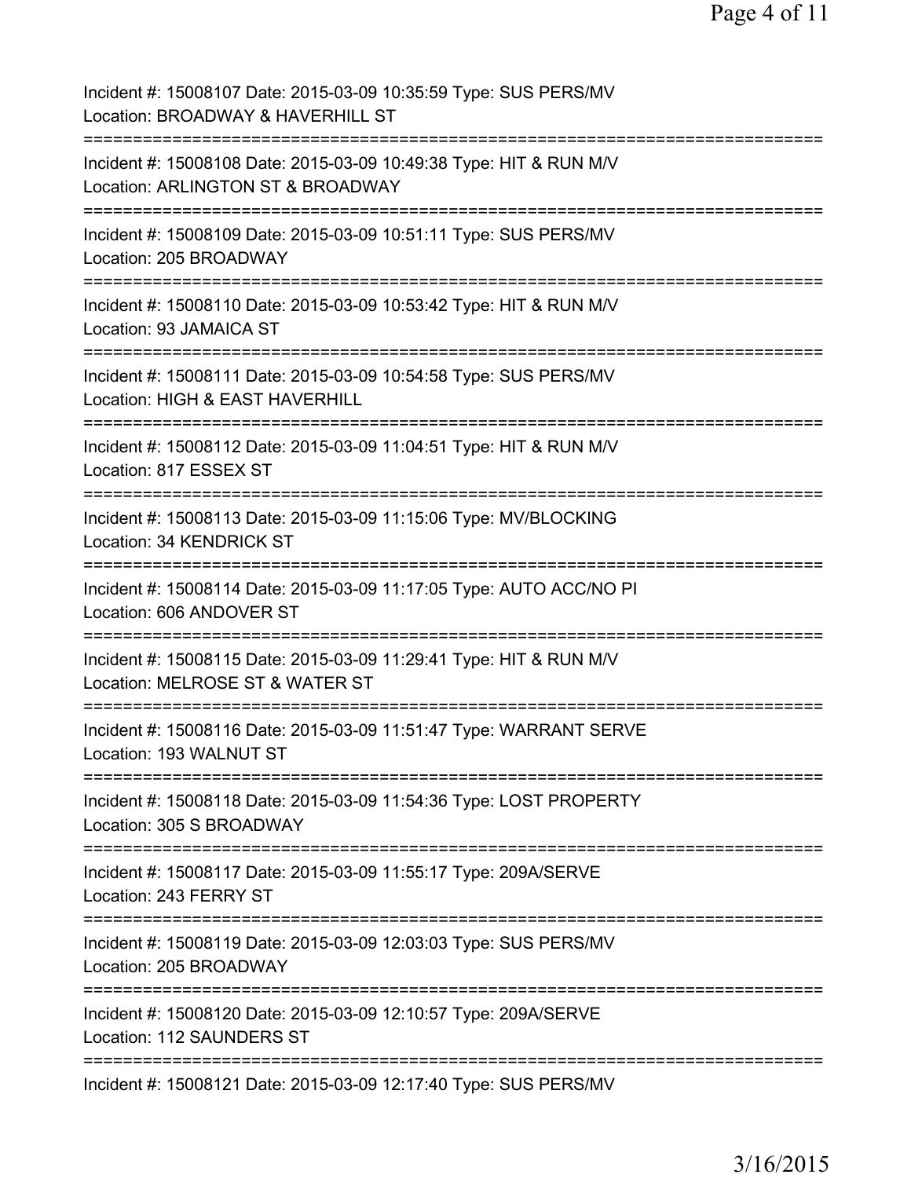Incident #: 15008107 Date: 2015-03-09 10:35:59 Type: SUS PERS/MV
Location: BROADWAY & HAVERHILL ST
===========================================================================
Incident #: 15008108 Date: 2015-03-09 10:49:38 Type: HIT & RUN M/V
Location: ARLINGTON ST & BROADWAY
===========================================================================
Incident #: 15008109 Date: 2015-03-09 10:51:11 Type: SUS PERS/MV
Location: 205 BROADWAY
===========================================================================
Incident #: 15008110 Date: 2015-03-09 10:53:42 Type: HIT & RUN M/V
Location: 93 JAMAICA ST
===========================================================================
Incident #: 15008111 Date: 2015-03-09 10:54:58 Type: SUS PERS/MV
Location: HIGH & EAST HAVERHILL
===========================================================================
Incident #: 15008112 Date: 2015-03-09 11:04:51 Type: HIT & RUN M/V
Location: 817 ESSEX ST
===========================================================================
Incident #: 15008113 Date: 2015-03-09 11:15:06 Type: MV/BLOCKING
Location: 34 KENDRICK ST
===========================================================================
Incident #: 15008114 Date: 2015-03-09 11:17:05 Type: AUTO ACC/NO PI
Location: 606 ANDOVER ST
===========================================================================
Incident #: 15008115 Date: 2015-03-09 11:29:41 Type: HIT & RUN M/V
Location: MELROSE ST & WATER ST
===========================================================================
Incident #: 15008116 Date: 2015-03-09 11:51:47 Type: WARRANT SERVE
Location: 193 WALNUT ST
===========================================================================
Incident #: 15008118 Date: 2015-03-09 11:54:36 Type: LOST PROPERTY
Location: 305 S BROADWAY
===========================================================================
Incident #: 15008117 Date: 2015-03-09 11:55:17 Type: 209A/SERVE
Location: 243 FERRY ST
===========================================================================
Incident #: 15008119 Date: 2015-03-09 12:03:03 Type: SUS PERS/MV
Location: 205 BROADWAY
===========================================================================
Incident #: 15008120 Date: 2015-03-09 12:10:57 Type: 209A/SERVE
Location: 112 SAUNDERS ST
===========================================================================
Incident #: 15008121 Date: 2015-03-09 12:17:40 Type: SUS PERS/MV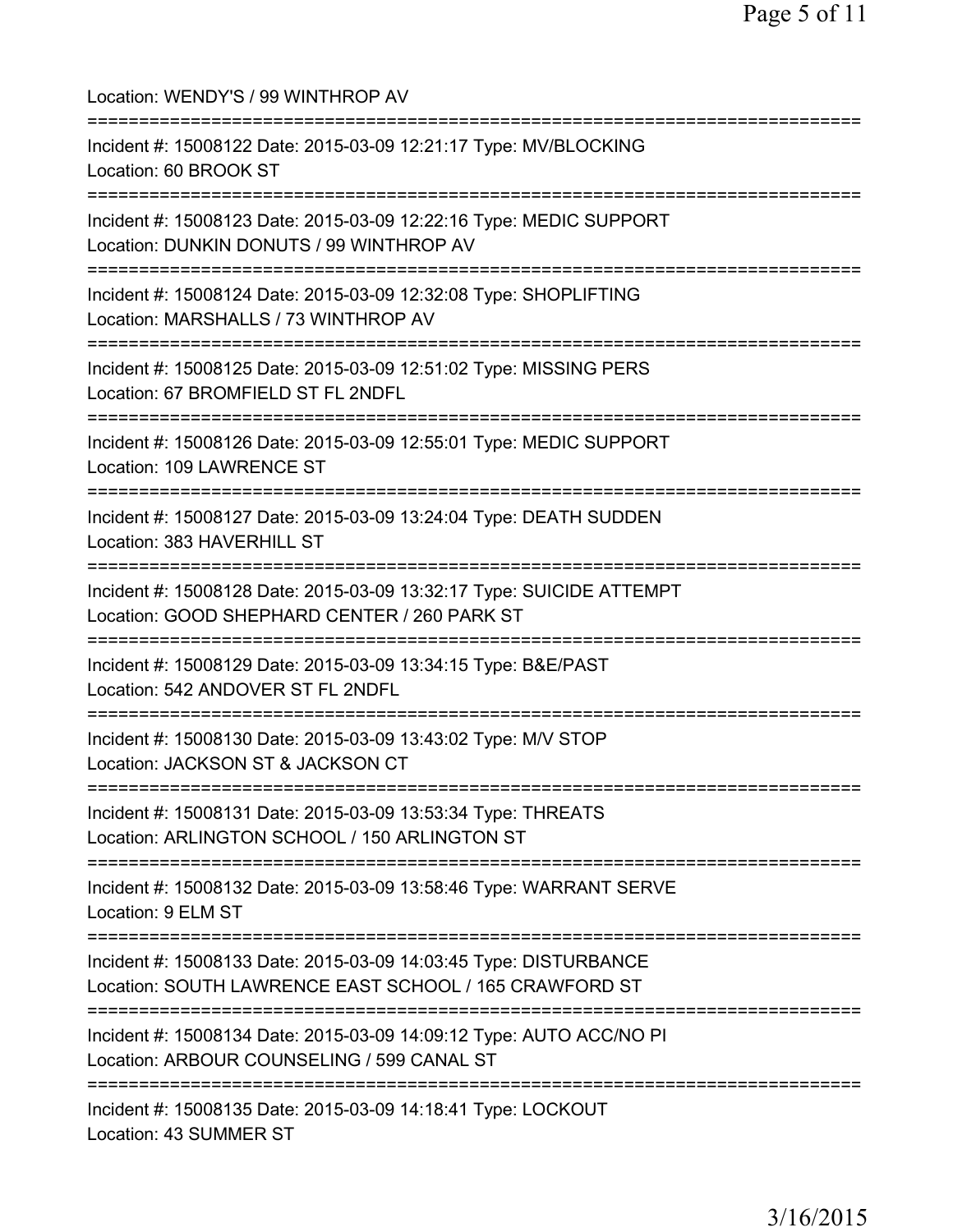Location: WENDY'S / 99 WINTHROP AV

===========================================================================

Incident #: 15008122 Date: 2015-03-09 12:21:17 Type: MV/BLOCKING
Location: 60 BROOK ST

===========================================================================

Incident #: 15008123 Date: 2015-03-09 12:22:16 Type: MEDIC SUPPORT
Location: DUNKIN DONUTS / 99 WINTHROP AV

===========================================================================

Incident #: 15008124 Date: 2015-03-09 12:32:08 Type: SHOPLIFTING
Location: MARSHALLS / 73 WINTHROP AV

===========================================================================

Incident #: 15008125 Date: 2015-03-09 12:51:02 Type: MISSING PERS
Location: 67 BROMFIELD ST FL 2NDFL

===========================================================================

Incident #: 15008126 Date: 2015-03-09 12:55:01 Type: MEDIC SUPPORT
Location: 109 LAWRENCE ST

===========================================================================

Incident #: 15008127 Date: 2015-03-09 13:24:04 Type: DEATH SUDDEN
Location: 383 HAVERHILL ST

===========================================================================

Incident #: 15008128 Date: 2015-03-09 13:32:17 Type: SUICIDE ATTEMPT
Location: GOOD SHEPHARD CENTER / 260 PARK ST

===========================================================================

Incident #: 15008129 Date: 2015-03-09 13:34:15 Type: B&E/PAST
Location: 542 ANDOVER ST FL 2NDFL

===========================================================================

Incident #: 15008130 Date: 2015-03-09 13:43:02 Type: M/V STOP
Location: JACKSON ST & JACKSON CT

===========================================================================

Incident #: 15008131 Date: 2015-03-09 13:53:34 Type: THREATS
Location: ARLINGTON SCHOOL / 150 ARLINGTON ST

===========================================================================

Incident #: 15008132 Date: 2015-03-09 13:58:46 Type: WARRANT SERVE
Location: 9 ELM ST

===========================================================================

Incident #: 15008133 Date: 2015-03-09 14:03:45 Type: DISTURBANCE
Location: SOUTH LAWRENCE EAST SCHOOL / 165 CRAWFORD ST

===========================================================================

Incident #: 15008134 Date: 2015-03-09 14:09:12 Type: AUTO ACC/NO PI
Location: ARBOUR COUNSELING / 599 CANAL ST

===========================================================================

Incident #: 15008135 Date: 2015-03-09 14:18:41 Type: LOCKOUT
Location: 43 SUMMER ST

3/16/2015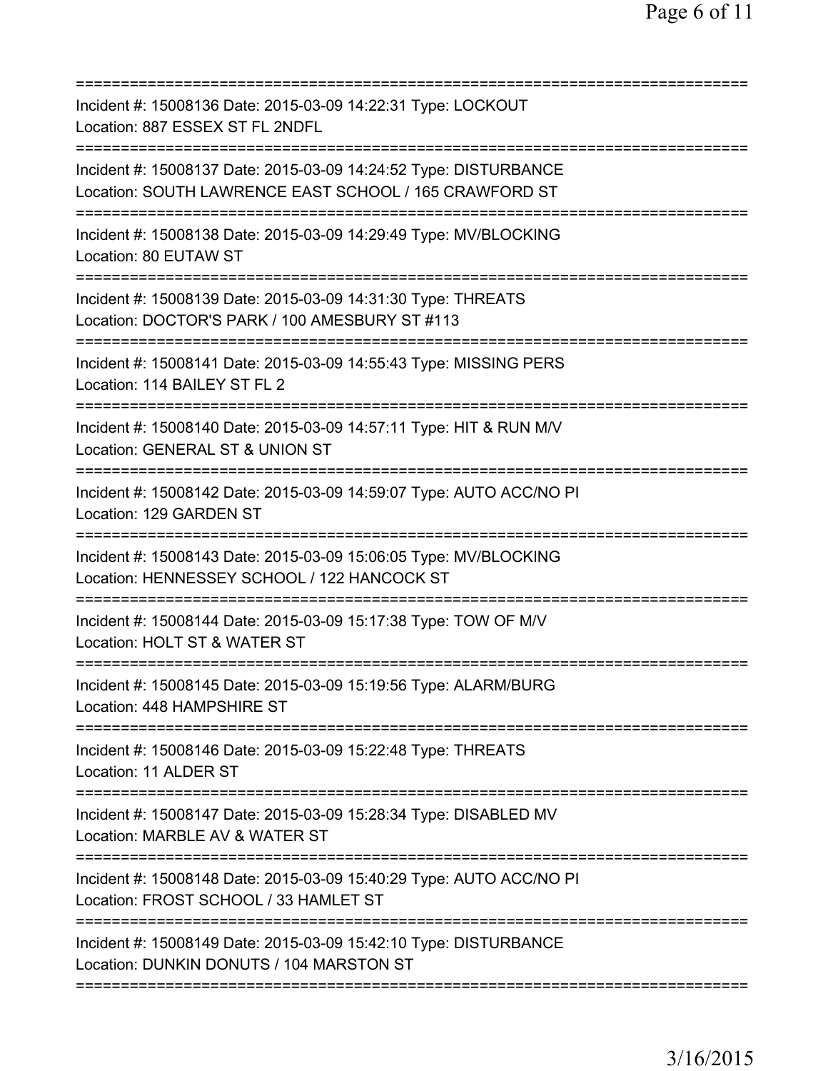===========================================================================

Incident #: 15008136 Date: 2015-03-09 14:22:31 Type: LOCKOUT
Location: 887 ESSEX ST FL 2NDFL

===========================================================================

Incident #: 15008137 Date: 2015-03-09 14:24:52 Type: DISTURBANCE
Location: SOUTH LAWRENCE EAST SCHOOL / 165 CRAWFORD ST

===========================================================================

Incident #: 15008138 Date: 2015-03-09 14:29:49 Type: MV/BLOCKING
Location: 80 EUTAW ST

===========================================================================

Incident #: 15008139 Date: 2015-03-09 14:31:30 Type: THREATS
Location: DOCTOR'S PARK / 100 AMESBURY ST #113

===========================================================================

Incident #: 15008141 Date: 2015-03-09 14:55:43 Type: MISSING PERS
Location: 114 BAILEY ST FL 2

===========================================================================

Incident #: 15008140 Date: 2015-03-09 14:57:11 Type: HIT & RUN M/V
Location: GENERAL ST & UNION ST

===========================================================================

Incident #: 15008142 Date: 2015-03-09 14:59:07 Type: AUTO ACC/NO PI
Location: 129 GARDEN ST

===========================================================================

Incident #: 15008143 Date: 2015-03-09 15:06:05 Type: MV/BLOCKING
Location: HENNESSEY SCHOOL / 122 HANCOCK ST

===========================================================================

Incident #: 15008144 Date: 2015-03-09 15:17:38 Type: TOW OF M/V
Location: HOLT ST & WATER ST

===========================================================================

Incident #: 15008145 Date: 2015-03-09 15:19:56 Type: ALARM/BURG
Location: 448 HAMPSHIRE ST

===========================================================================

Incident #: 15008146 Date: 2015-03-09 15:22:48 Type: THREATS
Location: 11 ALDER ST

===========================================================================

Incident #: 15008147 Date: 2015-03-09 15:28:34 Type: DISABLED MV
Location: MARBLE AV & WATER ST

===========================================================================

Incident #: 15008148 Date: 2015-03-09 15:40:29 Type: AUTO ACC/NO PI
Location: FROST SCHOOL / 33 HAMLET ST

===========================================================================

Incident #: 15008149 Date: 2015-03-09 15:42:10 Type: DISTURBANCE
Location: DUNKIN DONUTS / 104 MARSTON ST

===========================================================================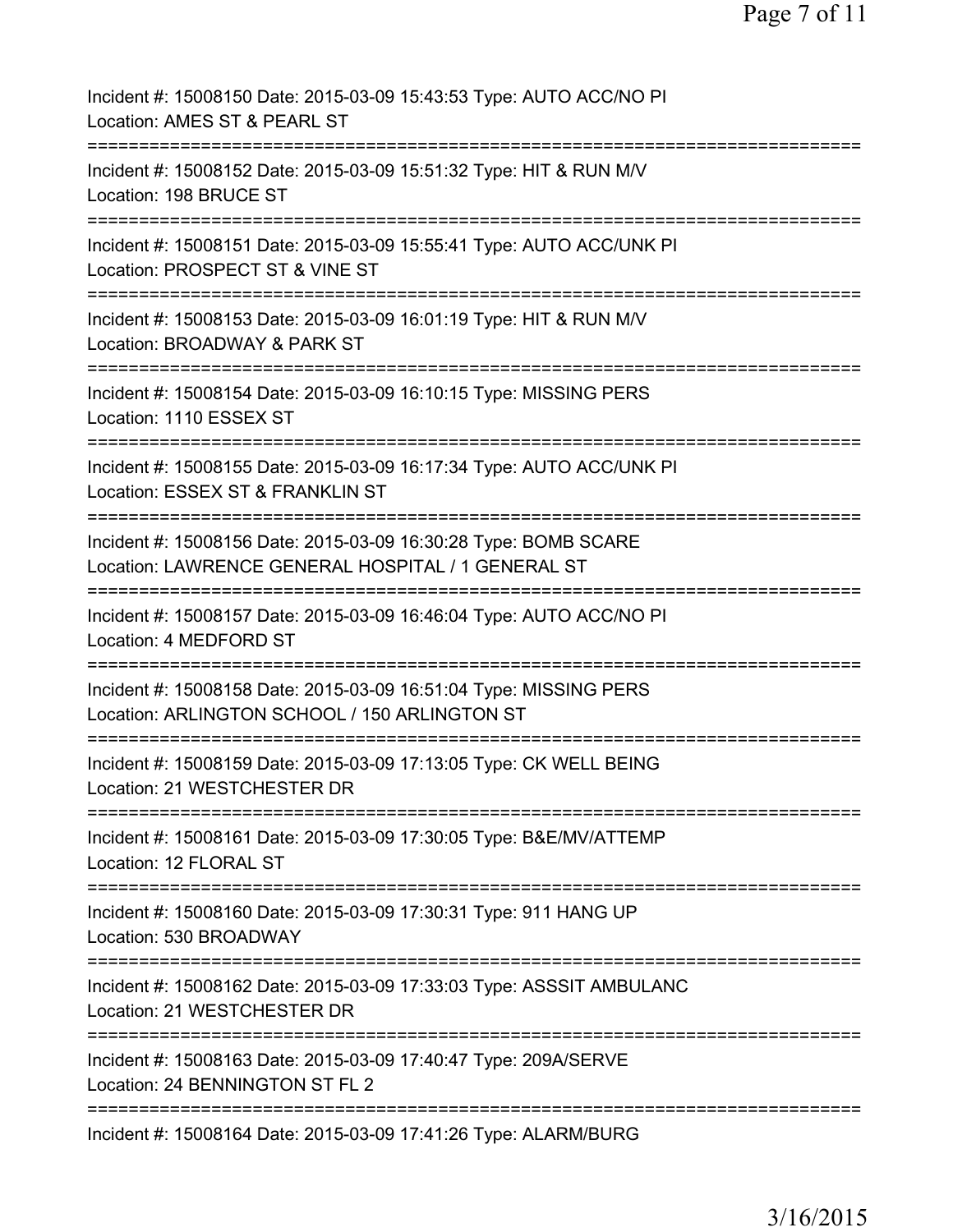Incident #: 15008150 Date: 2015-03-09 15:43:53 Type: AUTO ACC/NO PI
Location: AMES ST & PEARL ST

===========================================================================

Incident #: 15008152 Date: 2015-03-09 15:51:32 Type: HIT & RUN M/V
Location: 198 BRUCE ST

===========================================================================

Incident #: 15008151 Date: 2015-03-09 15:55:41 Type: AUTO ACC/UNK PI
Location: PROSPECT ST & VINE ST

===========================================================================

Incident #: 15008153 Date: 2015-03-09 16:01:19 Type: HIT & RUN M/V
Location: BROADWAY & PARK ST

===========================================================================

Incident #: 15008154 Date: 2015-03-09 16:10:15 Type: MISSING PERS
Location: 1110 ESSEX ST

===========================================================================

Incident #: 15008155 Date: 2015-03-09 16:17:34 Type: AUTO ACC/UNK PI
Location: ESSEX ST & FRANKLIN ST

===========================================================================

Incident #: 15008156 Date: 2015-03-09 16:30:28 Type: BOMB SCARE
Location: LAWRENCE GENERAL HOSPITAL / 1 GENERAL ST

===========================================================================

Incident #: 15008157 Date: 2015-03-09 16:46:04 Type: AUTO ACC/NO PI
Location: 4 MEDFORD ST

===========================================================================

Incident #: 15008158 Date: 2015-03-09 16:51:04 Type: MISSING PERS
Location: ARLINGTON SCHOOL / 150 ARLINGTON ST

===========================================================================

Incident #: 15008159 Date: 2015-03-09 17:13:05 Type: CK WELL BEING
Location: 21 WESTCHESTER DR

===========================================================================

Incident #: 15008161 Date: 2015-03-09 17:30:05 Type: B&E/MV/ATTEMP
Location: 12 FLORAL ST

===========================================================================

Incident #: 15008160 Date: 2015-03-09 17:30:31 Type: 911 HANG UP
Location: 530 BROADWAY

===========================================================================

Incident #: 15008162 Date: 2015-03-09 17:33:03 Type: ASSSIT AMBULANC
Location: 21 WESTCHESTER DR

===========================================================================

Incident #: 15008163 Date: 2015-03-09 17:40:47 Type: 209A/SERVE
Location: 24 BENNINGTON ST FL 2

===========================================================================

Incident #: 15008164 Date: 2015-03-09 17:41:26 Type: ALARM/BURG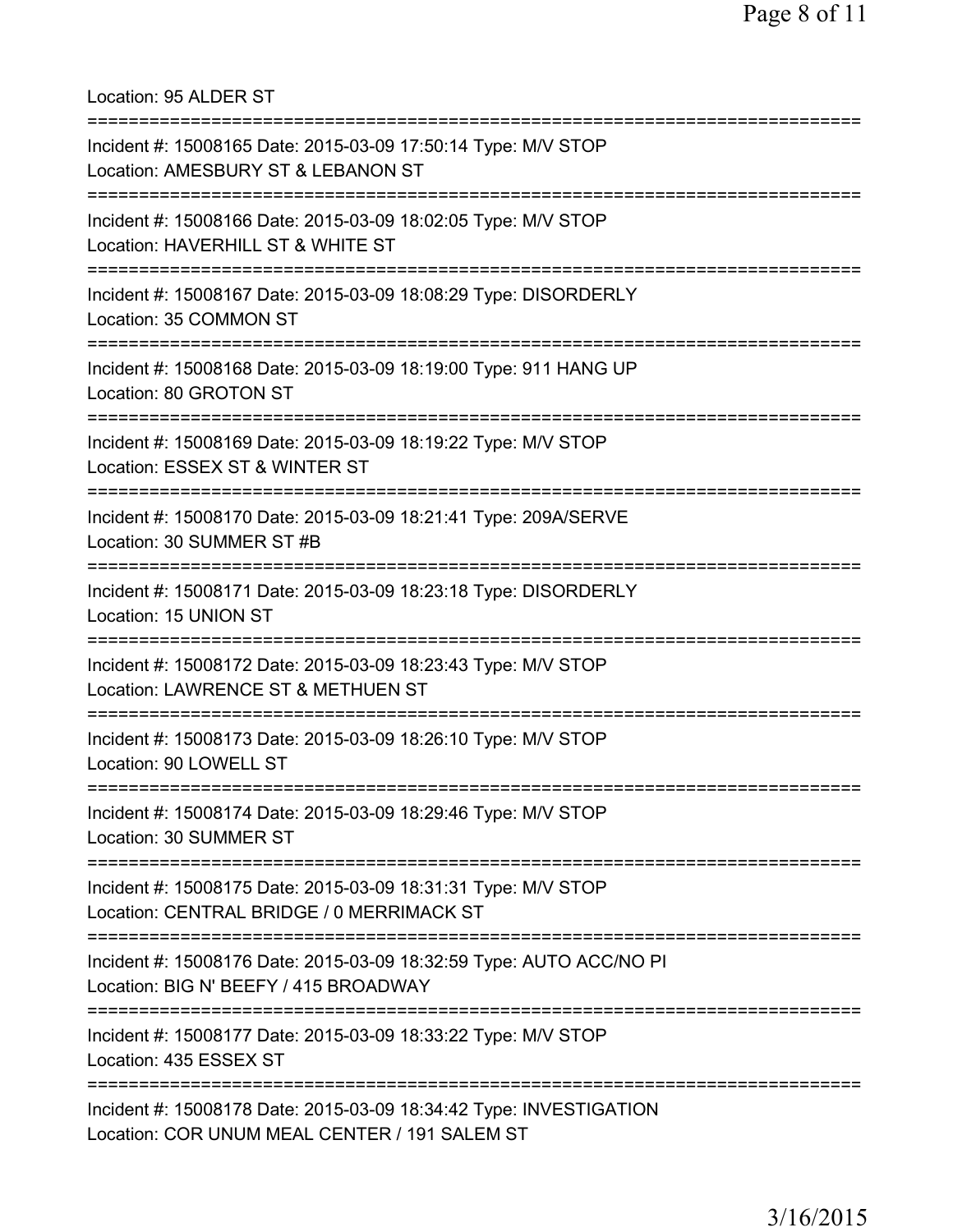Location: 95 ALDER ST

===========================================================================

Incident #: 15008165 Date: 2015-03-09 17:50:14 Type: M/V STOP
Location: AMESBURY ST & LEBANON ST

===========================================================================

Incident #: 15008166 Date: 2015-03-09 18:02:05 Type: M/V STOP
Location: HAVERHILL ST & WHITE ST

===========================================================================

Incident #: 15008167 Date: 2015-03-09 18:08:29 Type: DISORDERLY
Location: 35 COMMON ST

===========================================================================

Incident #: 15008168 Date: 2015-03-09 18:19:00 Type: 911 HANG UP
Location: 80 GROTON ST

===========================================================================

Incident #: 15008169 Date: 2015-03-09 18:19:22 Type: M/V STOP
Location: ESSEX ST & WINTER ST

===========================================================================

Incident #: 15008170 Date: 2015-03-09 18:21:41 Type: 209A/SERVE
Location: 30 SUMMER ST #B

===========================================================================

Incident #: 15008171 Date: 2015-03-09 18:23:18 Type: DISORDERLY
Location: 15 UNION ST

===========================================================================

Incident #: 15008172 Date: 2015-03-09 18:23:43 Type: M/V STOP
Location: LAWRENCE ST & METHUEN ST

===========================================================================

Incident #: 15008173 Date: 2015-03-09 18:26:10 Type: M/V STOP
Location: 90 LOWELL ST

===========================================================================

Incident #: 15008174 Date: 2015-03-09 18:29:46 Type: M/V STOP
Location: 30 SUMMER ST

===========================================================================

Incident #: 15008175 Date: 2015-03-09 18:31:31 Type: M/V STOP
Location: CENTRAL BRIDGE / 0 MERRIMACK ST

===========================================================================

Incident #: 15008176 Date: 2015-03-09 18:32:59 Type: AUTO ACC/NO PI
Location: BIG N' BEEFY / 415 BROADWAY

===========================================================================

Incident #: 15008177 Date: 2015-03-09 18:33:22 Type: M/V STOP
Location: 435 ESSEX ST

===========================================================================

Incident #: 15008178 Date: 2015-03-09 18:34:42 Type: INVESTIGATION
Location: COR UNUM MEAL CENTER / 191 SALEM ST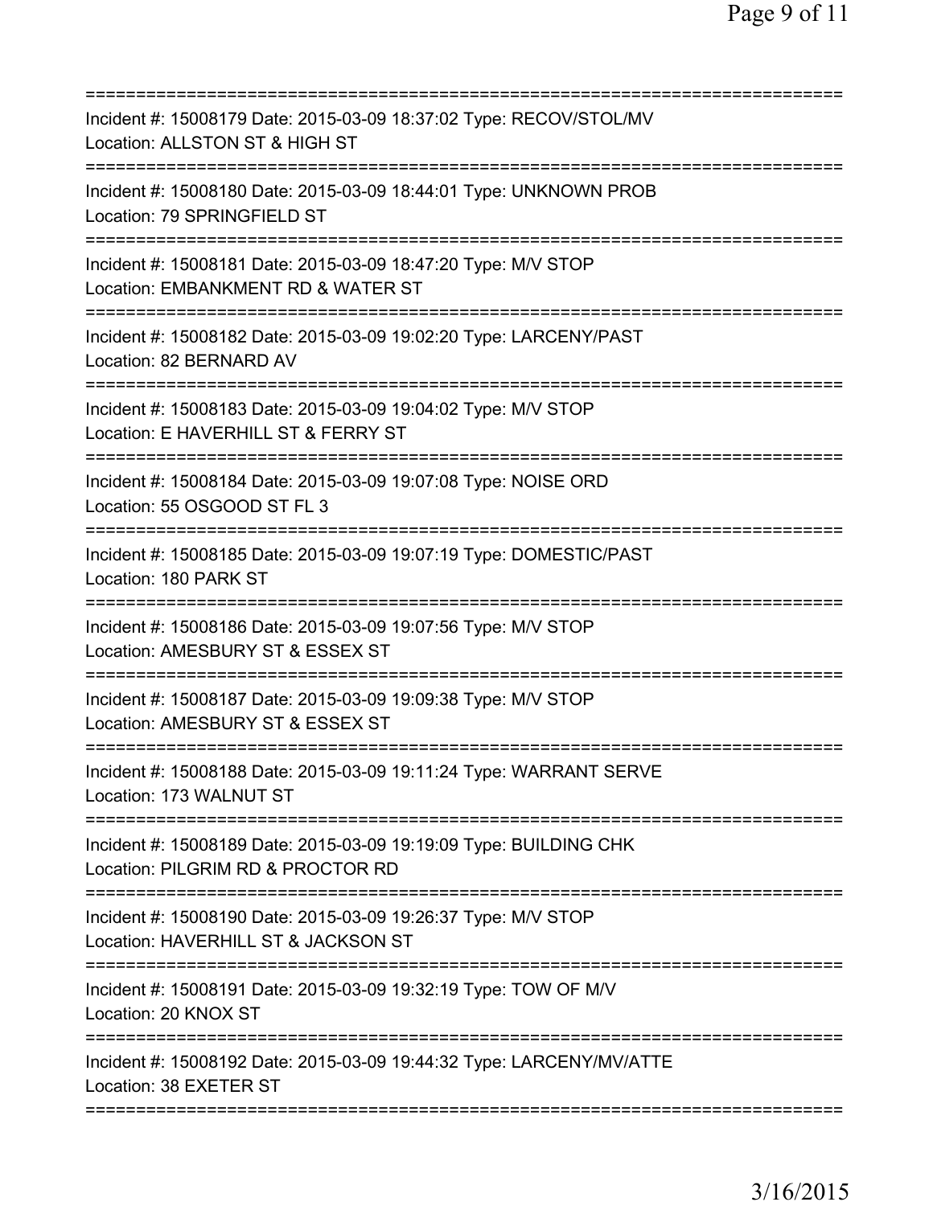Incident #: 15008179 Date: 2015-03-09 18:37:02 Type: RECOV/STOL/MV
Location: ALLSTON ST & HIGH ST

Incident #: 15008180 Date: 2015-03-09 18:44:01 Type: UNKNOWN PROB
Location: 79 SPRINGFIELD ST

Incident #: 15008181 Date: 2015-03-09 18:47:20 Type: M/V STOP
Location: EMBANKMENT RD & WATER ST

Incident #: 15008182 Date: 2015-03-09 19:02:20 Type: LARCENY/PAST
Location: 82 BERNARD AV

Incident #: 15008183 Date: 2015-03-09 19:04:02 Type: M/V STOP
Location: E HAVERHILL ST & FERRY ST

Incident #: 15008184 Date: 2015-03-09 19:07:08 Type: NOISE ORD
Location: 55 OSGOOD ST FL 3

Incident #: 15008185 Date: 2015-03-09 19:07:19 Type: DOMESTIC/PAST
Location: 180 PARK ST

Incident #: 15008186 Date: 2015-03-09 19:07:56 Type: M/V STOP
Location: AMESBURY ST & ESSEX ST

Incident #: 15008187 Date: 2015-03-09 19:09:38 Type: M/V STOP
Location: AMESBURY ST & ESSEX ST

Incident #: 15008188 Date: 2015-03-09 19:11:24 Type: WARRANT SERVE
Location: 173 WALNUT ST

Incident #: 15008189 Date: 2015-03-09 19:19:09 Type: BUILDING CHK
Location: PILGRIM RD & PROCTOR RD

Incident #: 15008190 Date: 2015-03-09 19:26:37 Type: M/V STOP
Location: HAVERHILL ST & JACKSON ST

Incident #: 15008191 Date: 2015-03-09 19:32:19 Type: TOW OF M/V
Location: 20 KNOX ST

Incident #: 15008192 Date: 2015-03-09 19:44:32 Type: LARCENY/MV/ATTE
Location: 38 EXETER ST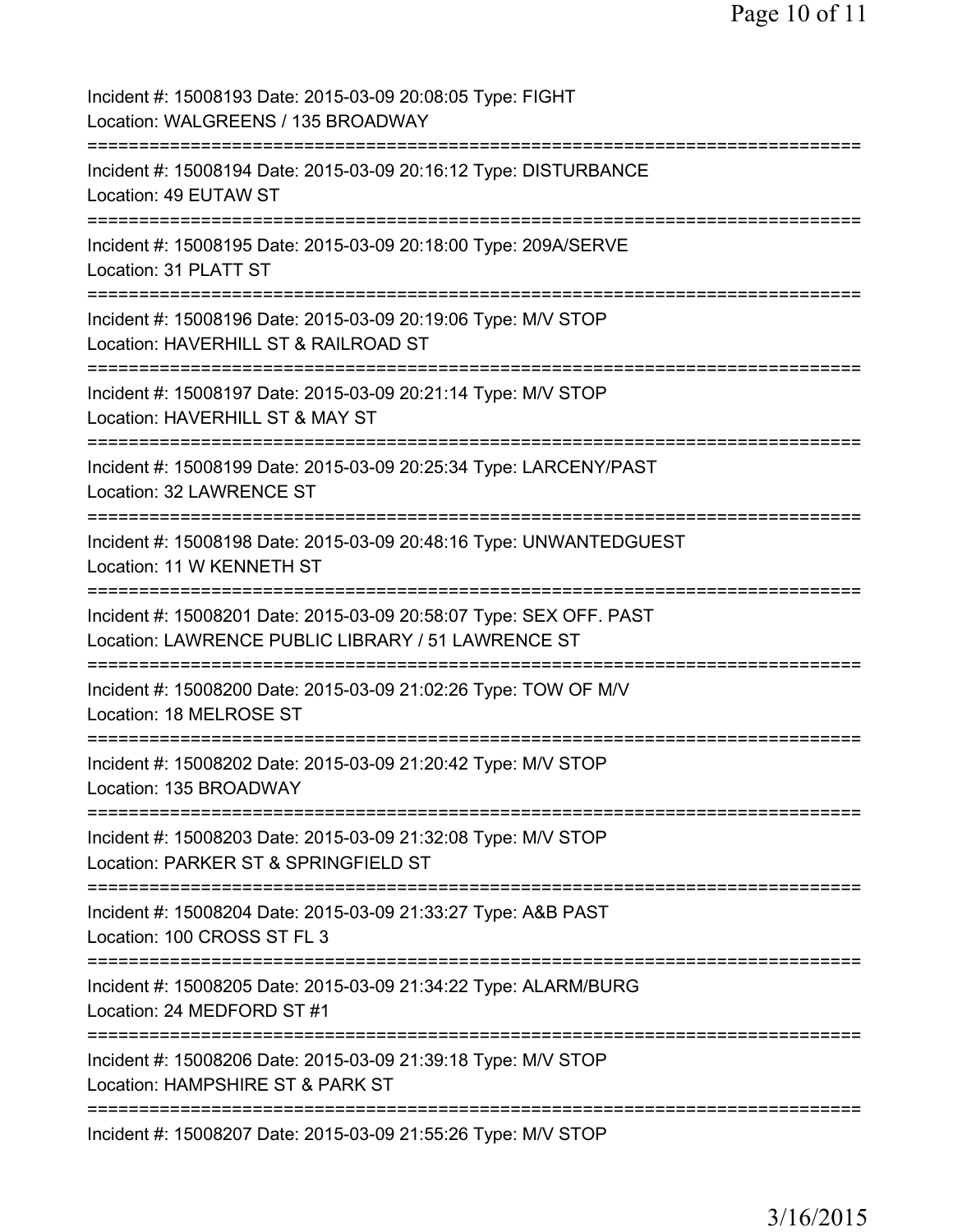Incident #: 15008193 Date: 2015-03-09 20:08:05 Type: FIGHT
Location: WALGREENS / 135 BROADWAY
===========================================================================
Incident #: 15008194 Date: 2015-03-09 20:16:12 Type: DISTURBANCE
Location: 49 EUTAW ST
===========================================================================
Incident #: 15008195 Date: 2015-03-09 20:18:00 Type: 209A/SERVE
Location: 31 PLATT ST
===========================================================================
Incident #: 15008196 Date: 2015-03-09 20:19:06 Type: M/V STOP
Location: HAVERHILL ST & RAILROAD ST
===========================================================================
Incident #: 15008197 Date: 2015-03-09 20:21:14 Type: M/V STOP
Location: HAVERHILL ST & MAY ST
===========================================================================
Incident #: 15008199 Date: 2015-03-09 20:25:34 Type: LARCENY/PAST
Location: 32 LAWRENCE ST
===========================================================================
Incident #: 15008198 Date: 2015-03-09 20:48:16 Type: UNWANTEDGUEST
Location: 11 W KENNETH ST
===========================================================================
Incident #: 15008201 Date: 2015-03-09 20:58:07 Type: SEX OFF. PAST
Location: LAWRENCE PUBLIC LIBRARY / 51 LAWRENCE ST
===========================================================================
Incident #: 15008200 Date: 2015-03-09 21:02:26 Type: TOW OF M/V
Location: 18 MELROSE ST
===========================================================================
Incident #: 15008202 Date: 2015-03-09 21:20:42 Type: M/V STOP
Location: 135 BROADWAY
===========================================================================
Incident #: 15008203 Date: 2015-03-09 21:32:08 Type: M/V STOP
Location: PARKER ST & SPRINGFIELD ST
===========================================================================
Incident #: 15008204 Date: 2015-03-09 21:33:27 Type: A&B PAST
Location: 100 CROSS ST FL 3
===========================================================================
Incident #: 15008205 Date: 2015-03-09 21:34:22 Type: ALARM/BURG
Location: 24 MEDFORD ST #1
===========================================================================
Incident #: 15008206 Date: 2015-03-09 21:39:18 Type: M/V STOP
Location: HAMPSHIRE ST & PARK ST
===========================================================================
Incident #: 15008207 Date: 2015-03-09 21:55:26 Type: M/V STOP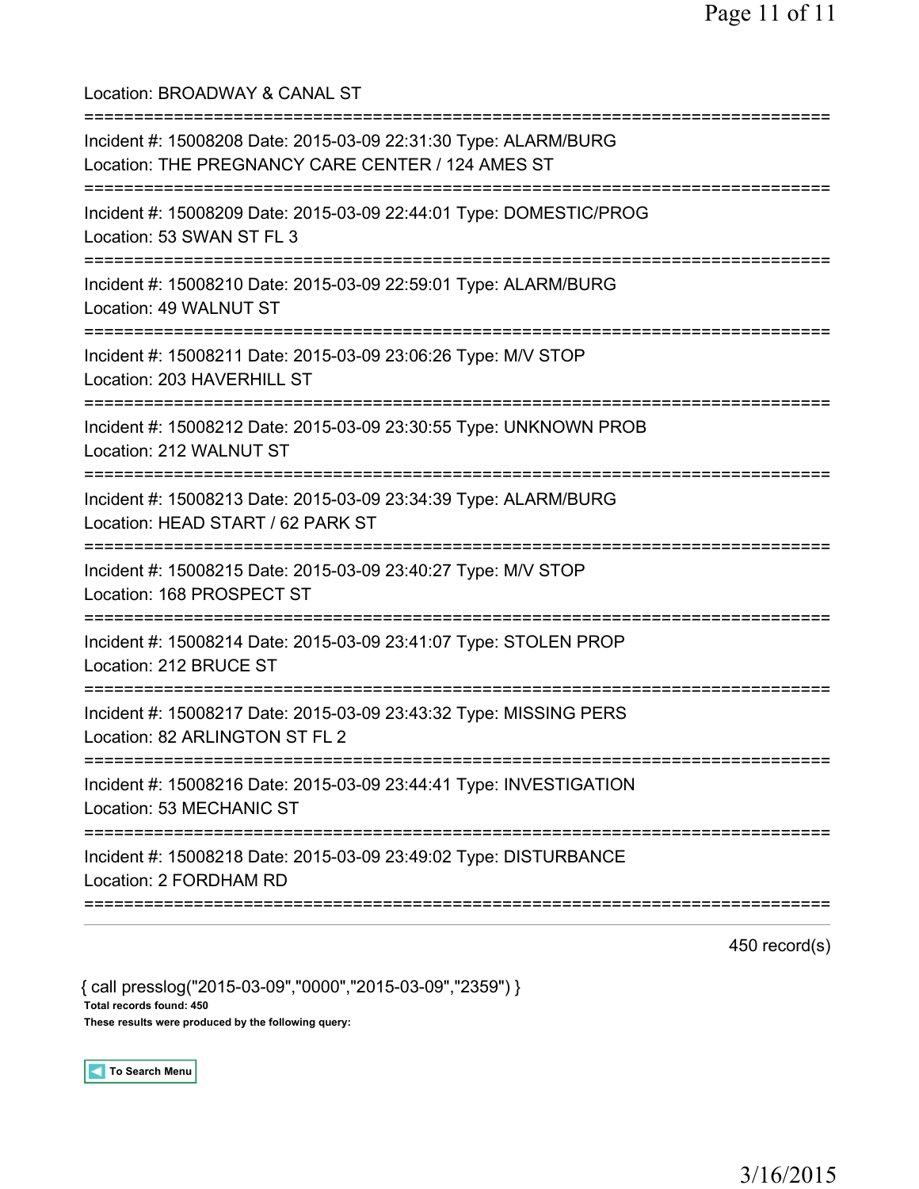Location: BROADWAY & CANAL ST

===========================================================================

Incident #: 15008208 Date: 2015-03-09 22:31:30 Type: ALARM/BURG
Location: THE PREGNANCY CARE CENTER / 124 AMES ST

===========================================================================

Incident #: 15008209 Date: 2015-03-09 22:44:01 Type: DOMESTIC/PROG
Location: 53 SWAN ST FL 3

===========================================================================

Incident #: 15008210 Date: 2015-03-09 22:59:01 Type: ALARM/BURG
Location: 49 WALNUT ST

===========================================================================

Incident #: 15008211 Date: 2015-03-09 23:06:26 Type: M/V STOP
Location: 203 HAVERHILL ST

===========================================================================

Incident #: 15008212 Date: 2015-03-09 23:30:55 Type: UNKNOWN PROB
Location: 212 WALNUT ST

===========================================================================

Incident #: 15008213 Date: 2015-03-09 23:34:39 Type: ALARM/BURG
Location: HEAD START / 62 PARK ST

===========================================================================

Incident #: 15008215 Date: 2015-03-09 23:40:27 Type: M/V STOP
Location: 168 PROSPECT ST

===========================================================================

Incident #: 15008214 Date: 2015-03-09 23:41:07 Type: STOLEN PROP
Location: 212 BRUCE ST

===========================================================================

Incident #: 15008217 Date: 2015-03-09 23:43:32 Type: MISSING PERS
Location: 82 ARLINGTON ST FL 2

===========================================================================

Incident #: 15008216 Date: 2015-03-09 23:44:41 Type: INVESTIGATION
Location: 53 MECHANIC ST

===========================================================================

Incident #: 15008218 Date: 2015-03-09 23:49:02 Type: DISTURBANCE
Location: 2 FORDHAM RD

===========================================================================

450 record(s)

{ call presslog("2015-03-09","0000","2015-03-09","2359") }

**Total records found: 450**

**These results were produced by the following query:**

To Search Menu

3/16/2015